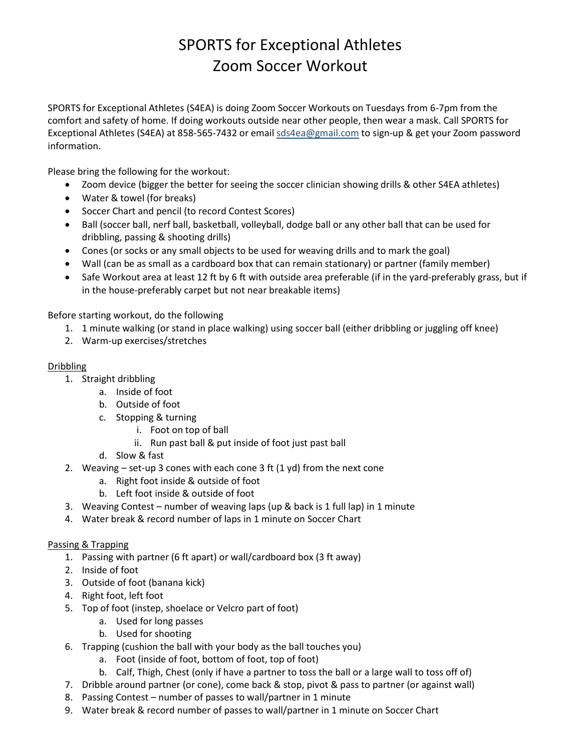# SPORTS for Exceptional Athletes
# Zoom Soccer Workout

SPORTS for Exceptional Athletes (S4EA) is doing Zoom Soccer Workouts on Tuesdays from 6-7pm from the comfort and safety of home. If doing workouts outside near other people, then wear a mask. Call SPORTS for Exceptional Athletes (S4EA) at 858-565-7432 or email sds4ea@gmail.com to sign-up & get your Zoom password information.

Please bring the following for the workout:

- Zoom device (bigger the better for seeing the soccer clinician showing drills & other S4EA athletes)
- Water & towel (for breaks)
- Soccer Chart and pencil (to record Contest Scores)
- Ball (soccer ball, nerf ball, basketball, volleyball, dodge ball or any other ball that can be used for dribbling, passing & shooting drills)
- Cones (or socks or any small objects to be used for weaving drills and to mark the goal)
- Wall (can be as small as a cardboard box that can remain stationary) or partner (family member)
- Safe Workout area at least 12 ft by 6 ft with outside area preferable (if in the yard-preferably grass, but if in the house-preferably carpet but not near breakable items)

Before starting workout, do the following

1. 1 minute walking (or stand in place walking) using soccer ball (either dribbling or juggling off knee)
2. Warm-up exercises/stretches

<u>Dribbling</u>

1. Straight dribbling
   a. Inside of foot
   b. Outside of foot
   c. Stopping & turning
      i. Foot on top of ball
      ii. Run past ball & put inside of foot just past ball
   d. Slow & fast
2. Weaving – set-up 3 cones with each cone 3 ft (1 yd) from the next cone
   a. Right foot inside & outside of foot
   b. Left foot inside & outside of foot
3. Weaving Contest – number of weaving laps (up & back is 1 full lap) in 1 minute
4. Water break & record number of laps in 1 minute on Soccer Chart

<u>Passing & Trapping</u>

1. Passing with partner (6 ft apart) or wall/cardboard box (3 ft away)
2. Inside of foot
3. Outside of foot (banana kick)
4. Right foot, left foot
5. Top of foot (instep, shoelace or Velcro part of foot)
   a. Used for long passes
   b. Used for shooting
6. Trapping (cushion the ball with your body as the ball touches you)
   a. Foot (inside of foot, bottom of foot, top of foot)
   b. Calf, Thigh, Chest (only if have a partner to toss the ball or a large wall to toss off of)
7. Dribble around partner (or cone), come back & stop, pivot & pass to partner (or against wall)
8. Passing Contest – number of passes to wall/partner in 1 minute
9. Water break & record number of passes to wall/partner in 1 minute on Soccer Chart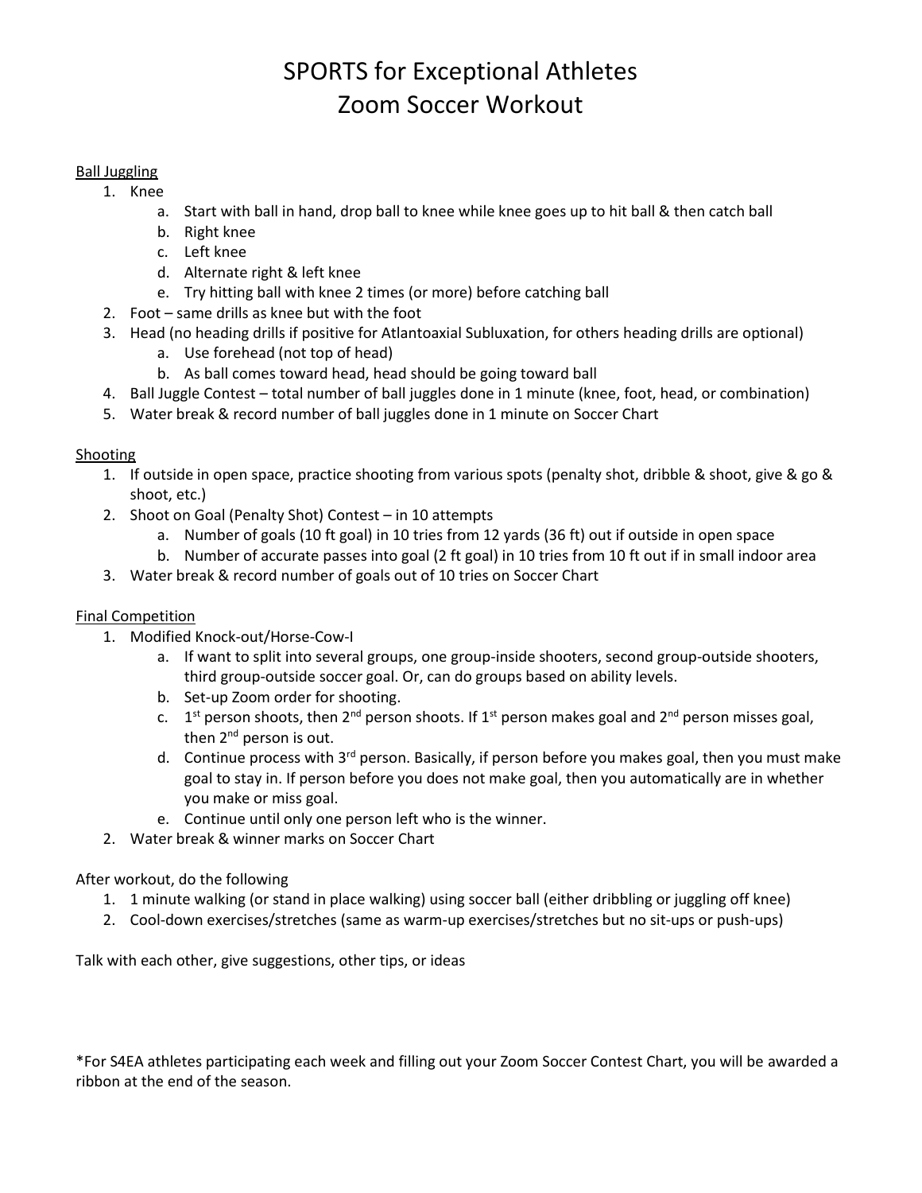# SPORTS for Exceptional Athletes
# Zoom Soccer Workout

Ball Juggling

1. Knee
   a. Start with ball in hand, drop ball to knee while knee goes up to hit ball & then catch ball
   b. Right knee
   c. Left knee
   d. Alternate right & left knee
   e. Try hitting ball with knee 2 times (or more) before catching ball
2. Foot – same drills as knee but with the foot
3. Head (no heading drills if positive for Atlantoaxial Subluxation, for others heading drills are optional)
   a. Use forehead (not top of head)
   b. As ball comes toward head, head should be going toward ball
4. Ball Juggle Contest – total number of ball juggles done in 1 minute (knee, foot, head, or combination)
5. Water break & record number of ball juggles done in 1 minute on Soccer Chart

Shooting

1. If outside in open space, practice shooting from various spots (penalty shot, dribble & shoot, give & go & shoot, etc.)
2. Shoot on Goal (Penalty Shot) Contest – in 10 attempts
   a. Number of goals (10 ft goal) in 10 tries from 12 yards (36 ft) out if outside in open space
   b. Number of accurate passes into goal (2 ft goal) in 10 tries from 10 ft out if in small indoor area
3. Water break & record number of goals out of 10 tries on Soccer Chart

Final Competition

1. Modified Knock-out/Horse-Cow-I
   a. If want to split into several groups, one group-inside shooters, second group-outside shooters, third group-outside soccer goal. Or, can do groups based on ability levels.
   b. Set-up Zoom order for shooting.
   c. 1st person shoots, then 2nd person shoots. If 1st person makes goal and 2nd person misses goal, then 2nd person is out.
   d. Continue process with 3rd person. Basically, if person before you makes goal, then you must make goal to stay in. If person before you does not make goal, then you automatically are in whether you make or miss goal.
   e. Continue until only one person left who is the winner.
2. Water break & winner marks on Soccer Chart

After workout, do the following

1. 1 minute walking (or stand in place walking) using soccer ball (either dribbling or juggling off knee)
2. Cool-down exercises/stretches (same as warm-up exercises/stretches but no sit-ups or push-ups)

Talk with each other, give suggestions, other tips, or ideas

*For S4EA athletes participating each week and filling out your Zoom Soccer Contest Chart, you will be awarded a ribbon at the end of the season.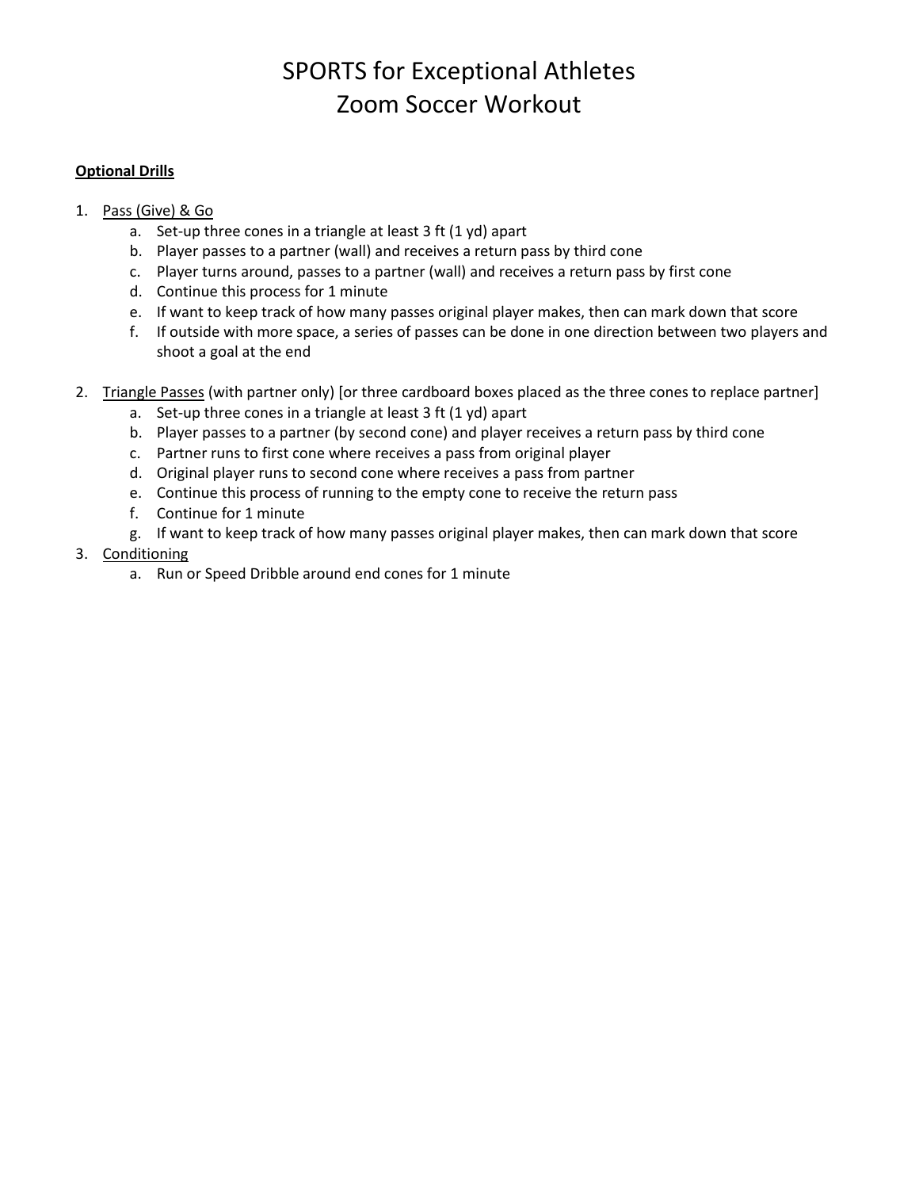# SPORTS for Exceptional Athletes
# Zoom Soccer Workout

**<u>Optional Drills</u>**

1. <u>Pass (Give) & Go</u>
    a. Set-up three cones in a triangle at least 3 ft (1 yd) apart
    b. Player passes to a partner (wall) and receives a return pass by third cone
    c. Player turns around, passes to a partner (wall) and receives a return pass by first cone
    d. Continue this process for 1 minute
    e. If want to keep track of how many passes original player makes, then can mark down that score
    f. If outside with more space, a series of passes can be done in one direction between two players and shoot a goal at the end

2. <u>Triangle Passes</u> (with partner only) [or three cardboard boxes placed as the three cones to replace partner]
    a. Set-up three cones in a triangle at least 3 ft (1 yd) apart
    b. Player passes to a partner (by second cone) and player receives a return pass by third cone
    c. Partner runs to first cone where receives a pass from original player
    d. Original player runs to second cone where receives a pass from partner
    e. Continue this process of running to the empty cone to receive the return pass
    f. Continue for 1 minute
    g. If want to keep track of how many passes original player makes, then can mark down that score

3. <u>Conditioning</u>
    a. Run or Speed Dribble around end cones for 1 minute